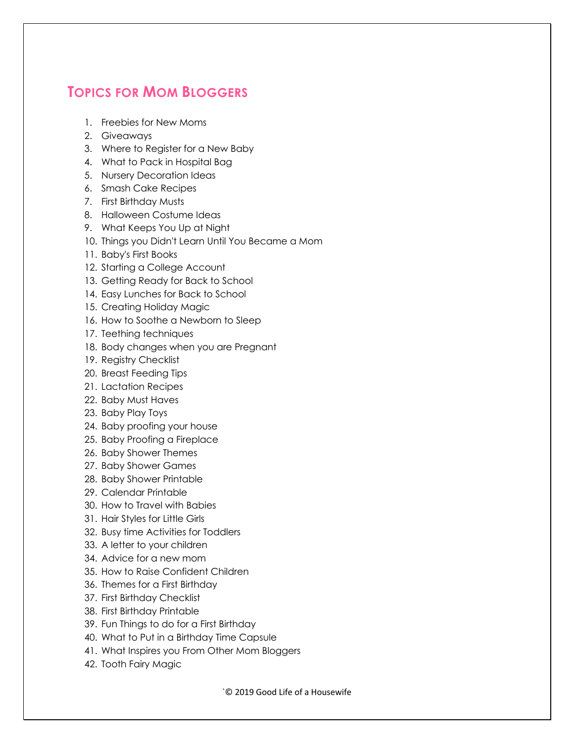## Topics for Mom Bloggers

1. Freebies for New Moms
2. Giveaways
3. Where to Register for a New Baby
4. What to Pack in Hospital Bag
5. Nursery Decoration Ideas
6. Smash Cake Recipes
7. First Birthday Musts
8. Halloween Costume Ideas
9. What Keeps You Up at Night
10. Things you Didn't Learn Until You Became a Mom
11. Baby's First Books
12. Starting a College Account
13. Getting Ready for Back to School
14. Easy Lunches for Back to School
15. Creating Holiday Magic
16. How to Soothe a Newborn to Sleep
17. Teething techniques
18. Body changes when you are Pregnant
19. Registry Checklist
20. Breast Feeding Tips
21. Lactation Recipes
22. Baby Must Haves
23. Baby Play Toys
24. Baby proofing your house
25. Baby Proofing a Fireplace
26. Baby Shower Themes
27. Baby Shower Games
28. Baby Shower Printable
29. Calendar Printable
30. How to Travel with Babies
31. Hair Styles for Little Girls
32. Busy time Activities for Toddlers
33. A letter to your children
34. Advice for a new mom
35. How to Raise Confident Children
36. Themes for a First Birthday
37. First Birthday Checklist
38. First Birthday Printable
39. Fun Things to do for a First Birthday
40. What to Put in a Birthday Time Capsule
41. What Inspires you From Other Mom Bloggers
42. Tooth Fairy Magic

`© 2019 Good Life of a Housewife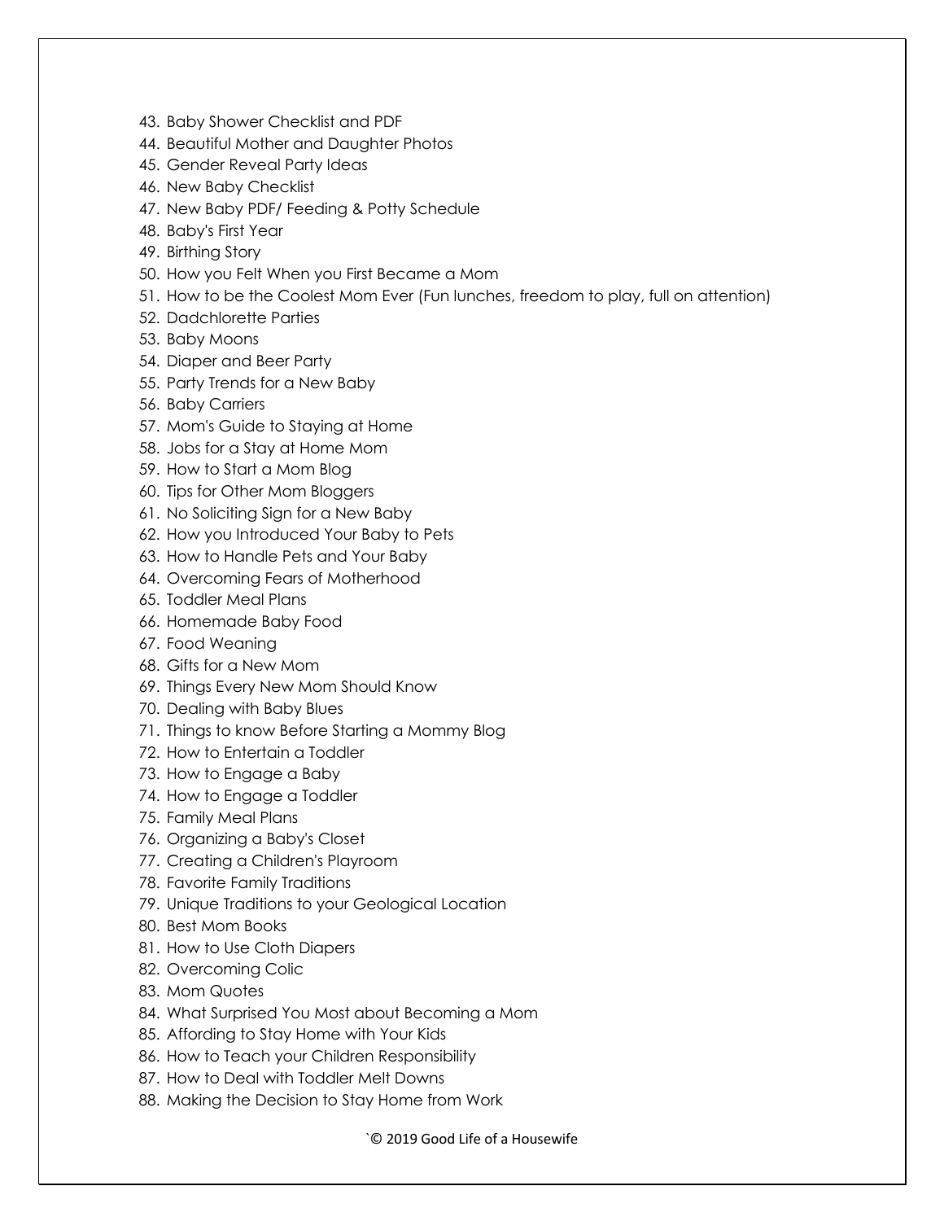43. Baby Shower Checklist and PDF
44. Beautiful Mother and Daughter Photos
45. Gender Reveal Party Ideas
46. New Baby Checklist
47. New Baby PDF/ Feeding & Potty Schedule
48. Baby's First Year
49. Birthing Story
50. How you Felt When you First Became a Mom
51. How to be the Coolest Mom Ever (Fun lunches, freedom to play, full on attention)
52. Dadchlorette Parties
53. Baby Moons
54. Diaper and Beer Party
55. Party Trends for a New Baby
56. Baby Carriers
57. Mom's Guide to Staying at Home
58. Jobs for a Stay at Home Mom
59. How to Start a Mom Blog
60. Tips for Other Mom Bloggers
61. No Soliciting Sign for a New Baby
62. How you Introduced Your Baby to Pets
63. How to Handle Pets and Your Baby
64. Overcoming Fears of Motherhood
65. Toddler Meal Plans
66. Homemade Baby Food
67. Food Weaning
68. Gifts for a New Mom
69. Things Every New Mom Should Know
70. Dealing with Baby Blues
71. Things to know Before Starting a Mommy Blog
72. How to Entertain a Toddler
73. How to Engage a Baby
74. How to Engage a Toddler
75. Family Meal Plans
76. Organizing a Baby's Closet
77. Creating a Children's Playroom
78. Favorite Family Traditions
79. Unique Traditions to your Geological Location
80. Best Mom Books
81. How to Use Cloth Diapers
82. Overcoming Colic
83. Mom Quotes
84. What Surprised You Most about Becoming a Mom
85. Affording to Stay Home with Your Kids
86. How to Teach your Children Responsibility
87. How to Deal with Toddler Melt Downs
88. Making the Decision to Stay Home from Work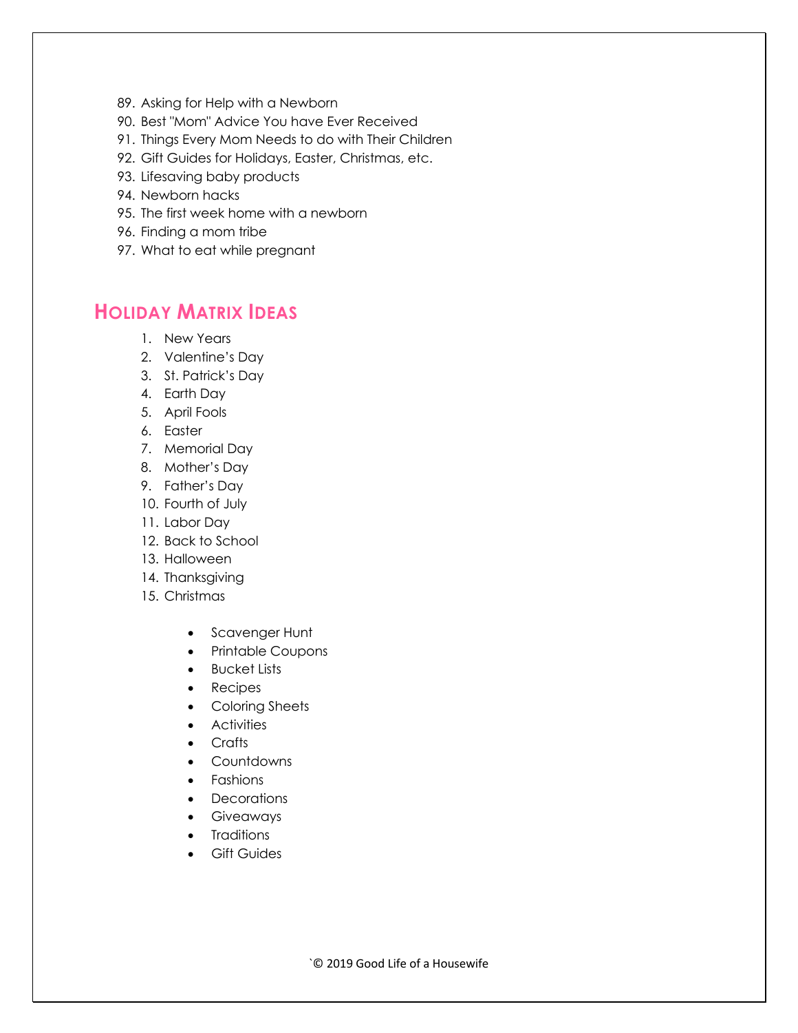89. Asking for Help with a Newborn
90. Best "Mom" Advice You have Ever Received
91. Things Every Mom Needs to do with Their Children
92. Gift Guides for Holidays, Easter, Christmas, etc.
93. Lifesaving baby products
94. Newborn hacks
95. The first week home with a newborn
96. Finding a mom tribe
97. What to eat while pregnant

## Holiday Matrix Ideas

1. New Years
2. Valentine's Day
3. St. Patrick's Day
4. Earth Day
5. April Fools
6. Easter
7. Memorial Day
8. Mother's Day
9. Father's Day
10. Fourth of July
11. Labor Day
12. Back to School
13. Halloween
14. Thanksgiving
15. Christmas

- Scavenger Hunt
- Printable Coupons
- Bucket Lists
- Recipes
- Coloring Sheets
- Activities
- Crafts
- Countdowns
- Fashions
- Decorations
- Giveaways
- Traditions
- Gift Guides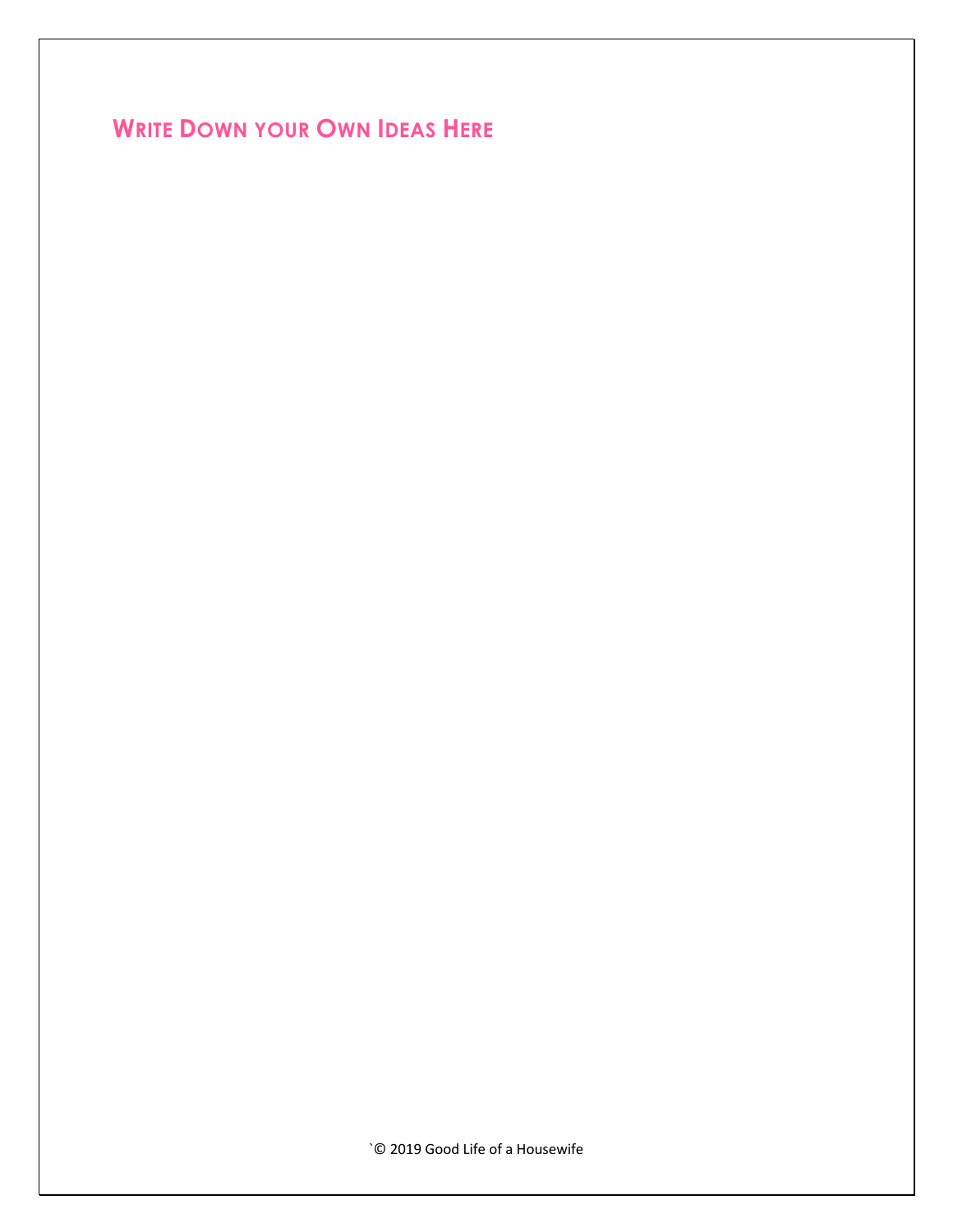## Write Down your Own Ideas Here